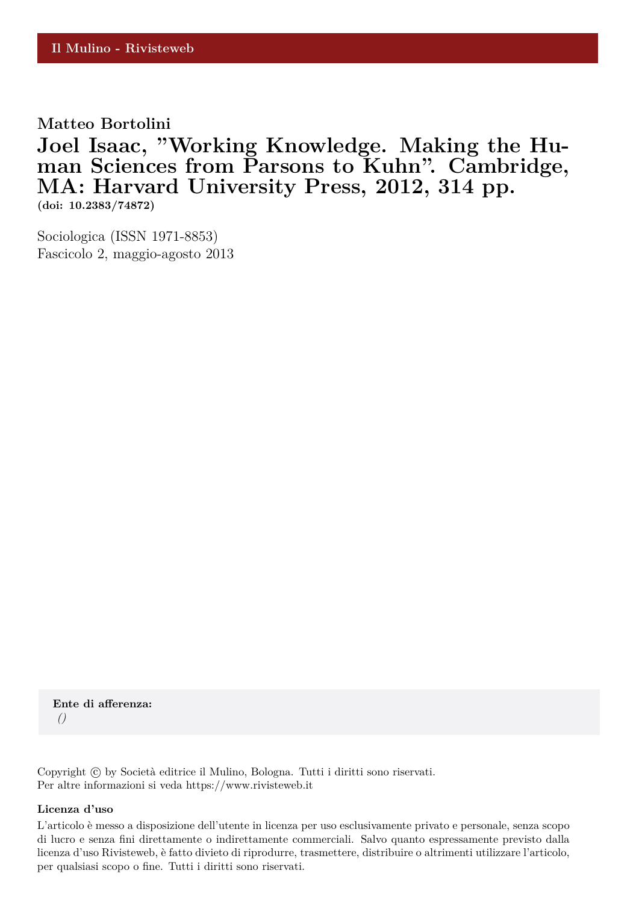Il Mulino - Rivisteweb

**Matteo Bortolini**

# Joel Isaac, "Working Knowledge. Making the Human Sciences from Parsons to Kuhn". Cambridge, MA: Harvard University Press, 2012, 314 pp.

**(doi: 10.2383/74872)**

Sociologica (ISSN 1971-8853)
Fascicolo 2, maggio-agosto 2013

**Ente di afferenza:**
*()*

Copyright © by Società editrice il Mulino, Bologna. Tutti i diritti sono riservati.
Per altre informazioni si veda https://www.rivisteweb.it

**Licenza d'uso**

L'articolo è messo a disposizione dell'utente in licenza per uso esclusivamente privato e personale, senza scopo di lucro e senza fini direttamente o indirettamente commerciali. Salvo quanto espressamente previsto dalla licenza d'uso Rivisteweb, è fatto divieto di riprodurre, trasmettere, distribuire o altrimenti utilizzare l'articolo, per qualsiasi scopo o fine. Tutti i diritti sono riservati.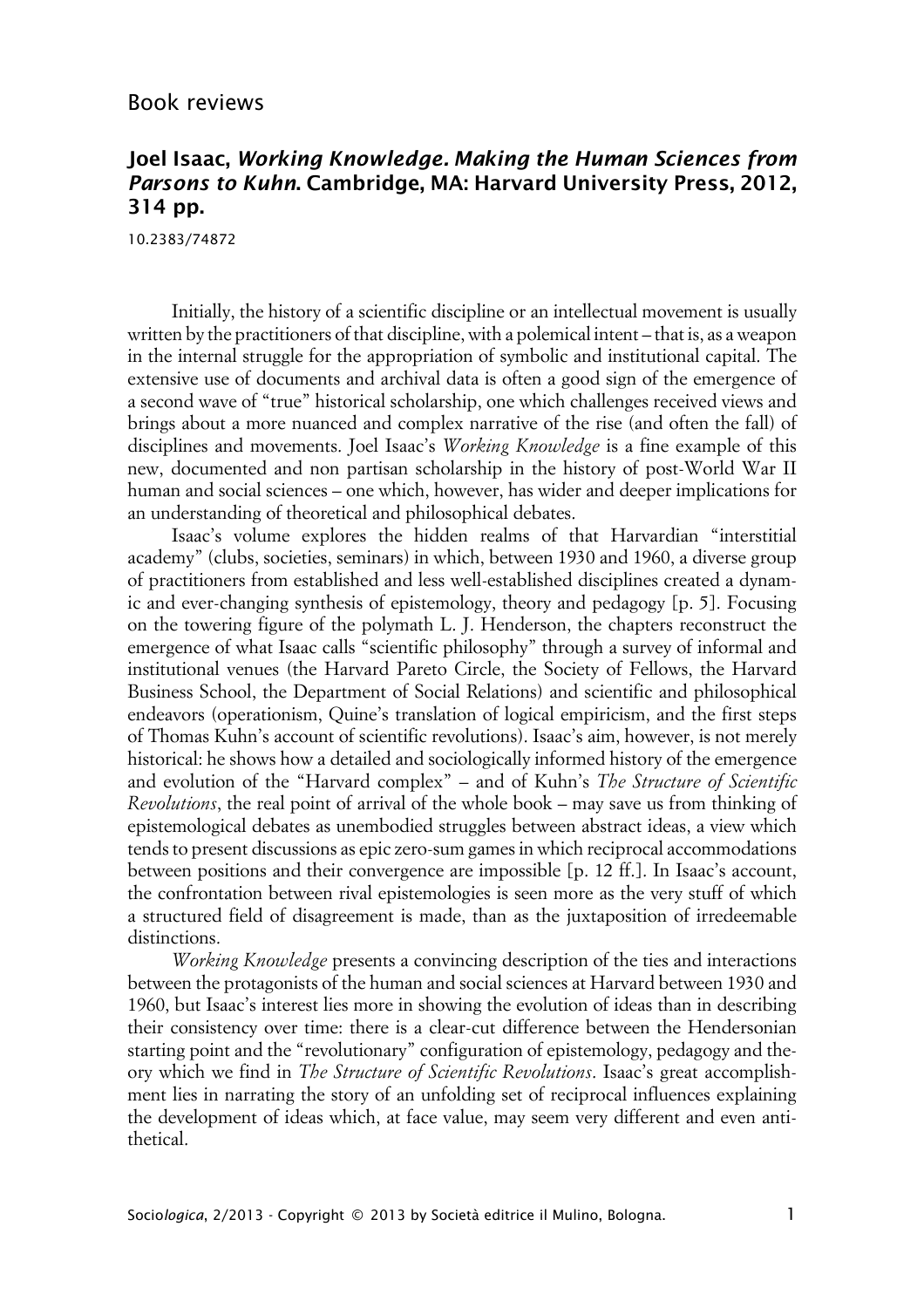# Book reviews

## Joel Isaac, *Working Knowledge. Making the Human Sciences from Parsons to Kuhn*. Cambridge, MA: Harvard University Press, 2012, 314 pp.

10.2383/74872

Initially, the history of a scientific discipline or an intellectual movement is usually written by the practitioners of that discipline, with a polemical intent – that is, as a weapon in the internal struggle for the appropriation of symbolic and institutional capital. The extensive use of documents and archival data is often a good sign of the emergence of a second wave of "true" historical scholarship, one which challenges received views and brings about a more nuanced and complex narrative of the rise (and often the fall) of disciplines and movements. Joel Isaac's *Working Knowledge* is a fine example of this new, documented and non partisan scholarship in the history of post-World War II human and social sciences – one which, however, has wider and deeper implications for an understanding of theoretical and philosophical debates.

Isaac's volume explores the hidden realms of that Harvardian "interstitial academy" (clubs, societies, seminars) in which, between 1930 and 1960, a diverse group of practitioners from established and less well-established disciplines created a dynamic and ever-changing synthesis of epistemology, theory and pedagogy [p. 5]. Focusing on the towering figure of the polymath L. J. Henderson, the chapters reconstruct the emergence of what Isaac calls "scientific philosophy" through a survey of informal and institutional venues (the Harvard Pareto Circle, the Society of Fellows, the Harvard Business School, the Department of Social Relations) and scientific and philosophical endeavors (operationism, Quine's translation of logical empiricism, and the first steps of Thomas Kuhn's account of scientific revolutions). Isaac's aim, however, is not merely historical: he shows how a detailed and sociologically informed history of the emergence and evolution of the "Harvard complex" – and of Kuhn's *The Structure of Scientific Revolutions*, the real point of arrival of the whole book – may save us from thinking of epistemological debates as unembodied struggles between abstract ideas, a view which tends to present discussions as epic zero-sum games in which reciprocal accommodations between positions and their convergence are impossible [p. 12 ff.]. In Isaac's account, the confrontation between rival epistemologies is seen more as the very stuff of which a structured field of disagreement is made, than as the juxtaposition of irredeemable distinctions.

*Working Knowledge* presents a convincing description of the ties and interactions between the protagonists of the human and social sciences at Harvard between 1930 and 1960, but Isaac's interest lies more in showing the evolution of ideas than in describing their consistency over time: there is a clear-cut difference between the Hendersonian starting point and the "revolutionary" configuration of epistemology, pedagogy and theory which we find in *The Structure of Scientific Revolutions*. Isaac's great accomplishment lies in narrating the story of an unfolding set of reciprocal influences explaining the development of ideas which, at face value, may seem very different and even antithetical.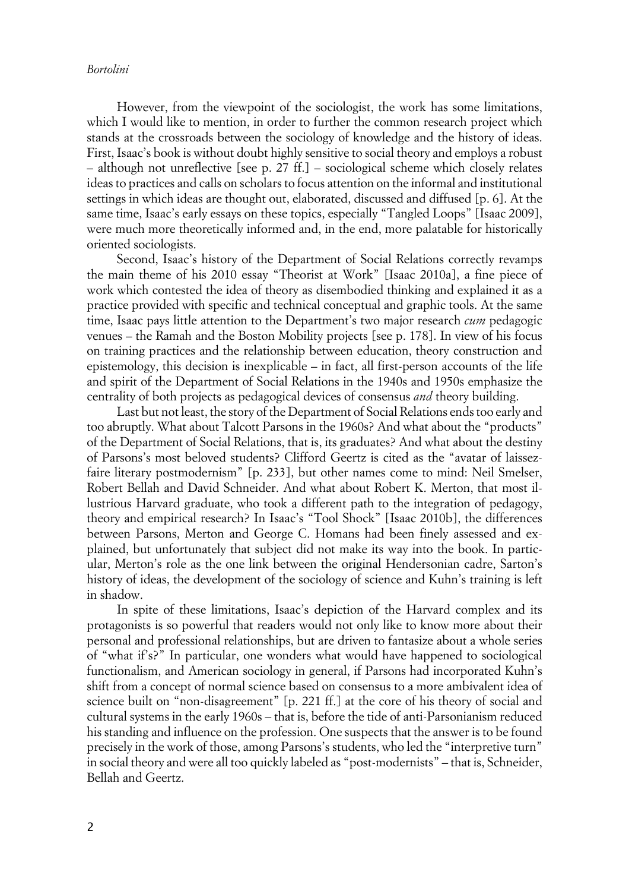However, from the viewpoint of the sociologist, the work has some limitations, which I would like to mention, in order to further the common research project which stands at the crossroads between the sociology of knowledge and the history of ideas. First, Isaac's book is without doubt highly sensitive to social theory and employs a robust – although not unreflective [see p. 27 ff.] – sociological scheme which closely relates ideas to practices and calls on scholars to focus attention on the informal and institutional settings in which ideas are thought out, elaborated, discussed and diffused [p. 6]. At the same time, Isaac's early essays on these topics, especially "Tangled Loops" [Isaac 2009], were much more theoretically informed and, in the end, more palatable for historically oriented sociologists.

Second, Isaac's history of the Department of Social Relations correctly revamps the main theme of his 2010 essay "Theorist at Work" [Isaac 2010a], a fine piece of work which contested the idea of theory as disembodied thinking and explained it as a practice provided with specific and technical conceptual and graphic tools. At the same time, Isaac pays little attention to the Department's two major research *cum* pedagogic venues – the Ramah and the Boston Mobility projects [see p. 178]. In view of his focus on training practices and the relationship between education, theory construction and epistemology, this decision is inexplicable – in fact, all first-person accounts of the life and spirit of the Department of Social Relations in the 1940s and 1950s emphasize the centrality of both projects as pedagogical devices of consensus *and* theory building.

Last but not least, the story of the Department of Social Relations ends too early and too abruptly. What about Talcott Parsons in the 1960s? And what about the "products" of the Department of Social Relations, that is, its graduates? And what about the destiny of Parsons's most beloved students? Clifford Geertz is cited as the "avatar of laissez-faire literary postmodernism" [p. 233], but other names come to mind: Neil Smelser, Robert Bellah and David Schneider. And what about Robert K. Merton, that most illustrious Harvard graduate, who took a different path to the integration of pedagogy, theory and empirical research? In Isaac's "Tool Shock" [Isaac 2010b], the differences between Parsons, Merton and George C. Homans had been finely assessed and explained, but unfortunately that subject did not make its way into the book. In particular, Merton's role as the one link between the original Hendersonian cadre, Sarton's history of ideas, the development of the sociology of science and Kuhn's training is left in shadow.

In spite of these limitations, Isaac's depiction of the Harvard complex and its protagonists is so powerful that readers would not only like to know more about their personal and professional relationships, but are driven to fantasize about a whole series of "what if's?" In particular, one wonders what would have happened to sociological functionalism, and American sociology in general, if Parsons had incorporated Kuhn's shift from a concept of normal science based on consensus to a more ambivalent idea of science built on "non-disagreement" [p. 221 ff.] at the core of his theory of social and cultural systems in the early 1960s – that is, before the tide of anti-Parsonianism reduced his standing and influence on the profession. One suspects that the answer is to be found precisely in the work of those, among Parsons's students, who led the "interpretive turn" in social theory and were all too quickly labeled as "post-modernists" – that is, Schneider, Bellah and Geertz.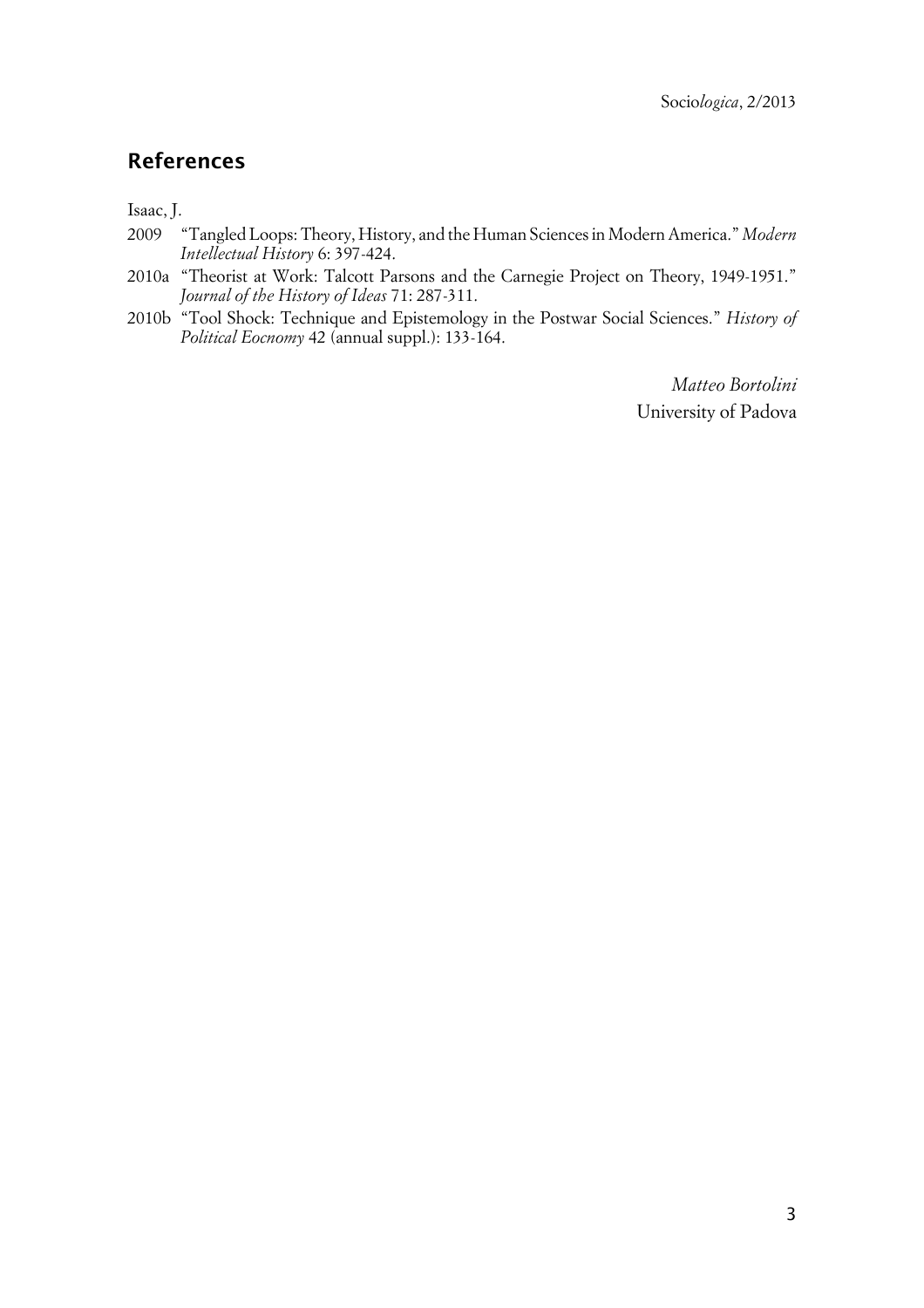## References

Isaac, J.

2009 "Tangled Loops: Theory, History, and the Human Sciences in Modern America." *Modern Intellectual History* 6: 397-424.

2010a "Theorist at Work: Talcott Parsons and the Carnegie Project on Theory, 1949-1951." *Journal of the History of Ideas* 71: 287-311.

2010b "Tool Shock: Technique and Epistemology in the Postwar Social Sciences." *History of Political Eocnomy* 42 (annual suppl.): 133-164.

*Matteo Bortolini*
University of Padova